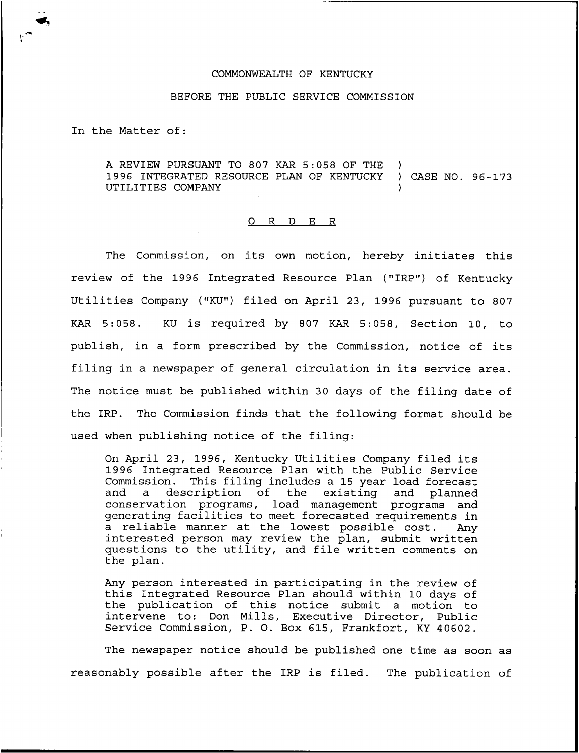COMMONWEALTH OF KENTUCKY

BEFORE THE PUBLIC SERVICE COMMISSION

In the Matter of:

A REVIEW PURSUANT TO 807 KAR 5:058 OF THE 1996 INTEGRATED RESOURCE PLAN OF KENTUCKY UTILITIES COMPANY ) CASE NO. 96-173

O R D E R

The Commission, on its own motion, hereby initiates this review of the 1996 Integrated Resource Plan ("IRP") of Kentucky Utilities Company ("KU") filed on April 23, 1996 pursuant to 807 KAR 5:058. KU is required by 807 KAR 5:058, Section 10, to publish, in a form prescribed by the Commission, notice of its filing in a newspaper of general circulation in its service area. The notice must be published within 30 days of the filing date of the IRP. The Commission finds that the following format should be used when publishing notice of the filing:

> On April 23, 1996, Kentucky Utilities Company filed its 1996 Integrated Resource Plan with the Public Service Commission. This filing includes a 15 year load forecast and a description of the existing and planned conservation programs, load management programs and generating facilities to meet forecasted requirements in a reliable manner at the lowest possible cost. Any interested person may review the plan, submit written questions to the utility, and file written comments on the plan.
>
> Any person interested in participating in the review of this Integrated Resource Plan should within 10 days of the publication of this notice submit a motion to intervene to: Don Mills, Executive Director, Public Service Commission, P. O. Box 615, Frankfort, KY 40602.

The newspaper notice should be published one time as soon as reasonably possible after the IRP is filed. The publication of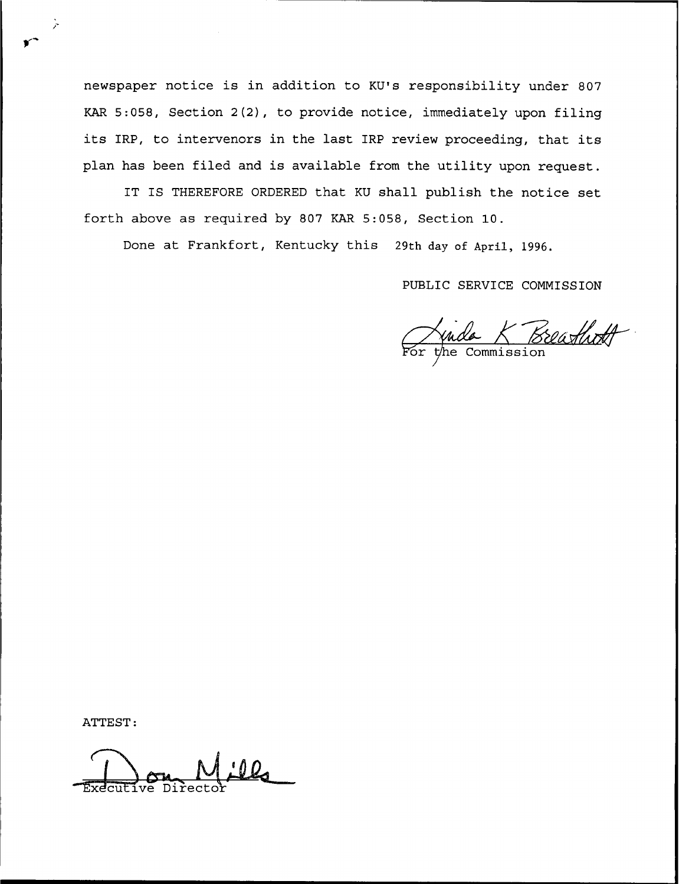newspaper notice is in addition to KU's responsibility under 807 KAR 5:058, Section 2(2), to provide notice, immediately upon filing its IRP, to intervenors in the last IRP review proceeding, that its plan has been filed and is available from the utility upon request.

IT IS THEREFORE ORDERED that KU shall publish the notice set forth above as required by 807 KAR 5:058, Section 10.

Done at Frankfort, Kentucky this 29th day of April, 1996.

PUBLIC SERVICE COMMISSION

For the Commission

ATTEST:

Executive Director